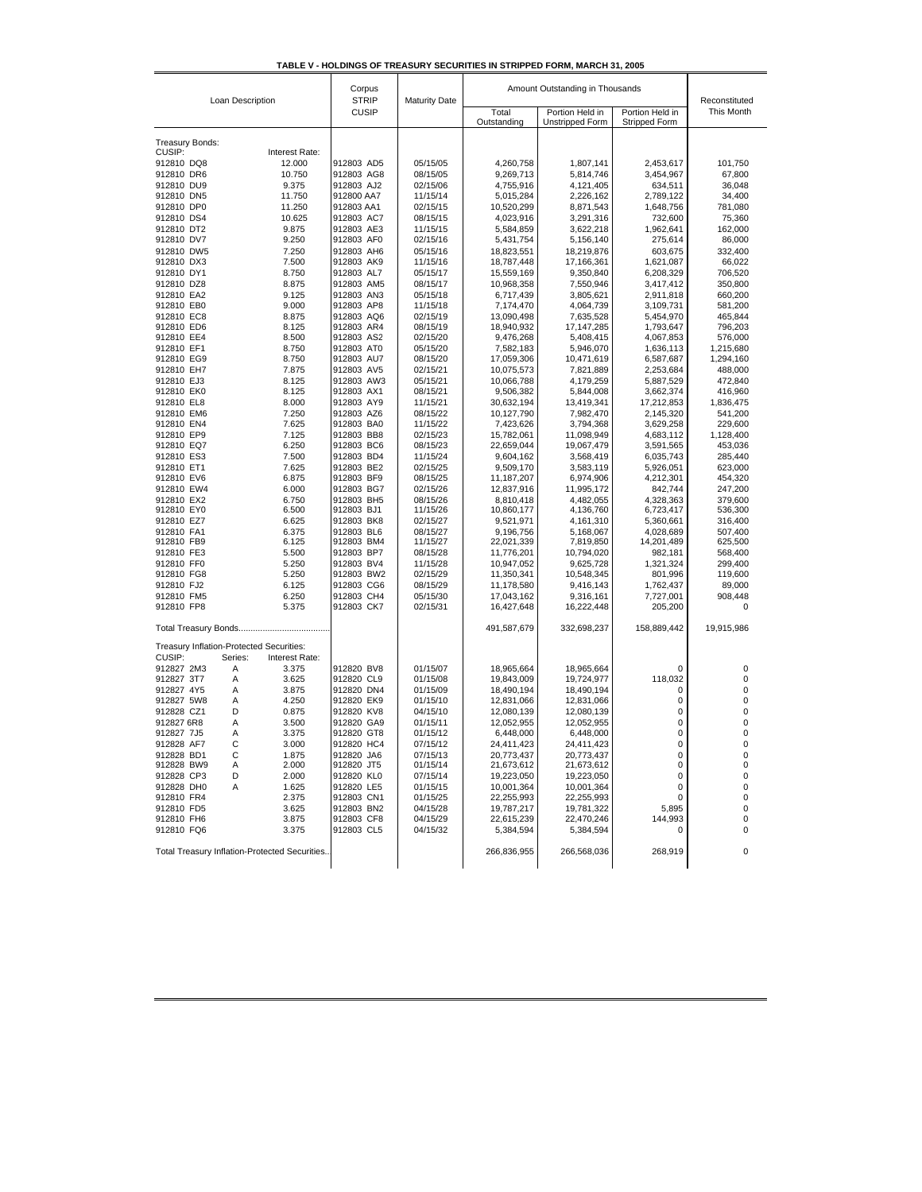**TABLE V - HOLDINGS OF TREASURY SECURITIES IN STRIPPED FORM, MARCH 31, 2005**

| Loan Description | | | Corpus STRIP CUSIP | Maturity Date | Amount Outstanding in Thousands | | | Reconstituted This Month |
|---|---|---|---|---|---|---|---|---|
| | | | | | Total Outstanding | Portion Held in Unstripped Form | Portion Held in Stripped Form | |
| **Treasury Bonds:** | | | | | | | | |
| CUSIP: | | Interest Rate: | | | | | | |
| 912810 DQ8 | | 12.000 | 912803 AD5 | 05/15/05 | 4,260,758 | 1,807,141 | 2,453,617 | 101,750 |
| 912810 DR6 | | 10.750 | 912803 AG8 | 08/15/05 | 9,269,713 | 5,814,746 | 3,454,967 | 67,800 |
| 912810 DU9 | | 9.375 | 912803 AJ2 | 02/15/06 | 4,755,916 | 4,121,405 | 634,511 | 36,048 |
| 912810 DN5 | | 11.750 | 912800 AA7 | 11/15/14 | 5,015,284 | 2,226,162 | 2,789,122 | 34,400 |
| 912810 DP0 | | 11.250 | 912803 AA1 | 02/15/15 | 10,520,299 | 8,871,543 | 1,648,756 | 781,080 |
| 912810 DS4 | | 10.625 | 912803 AC7 | 08/15/15 | 4,023,916 | 3,291,316 | 732,600 | 75,360 |
| 912810 DT2 | | 9.875 | 912803 AE3 | 11/15/15 | 5,584,859 | 3,622,218 | 1,962,641 | 162,000 |
| 912810 DV7 | | 9.250 | 912803 AF0 | 02/15/16 | 5,431,754 | 5,156,140 | 275,614 | 86,000 |
| 912810 DW5 | | 7.250 | 912803 AH6 | 05/15/16 | 18,823,551 | 18,219,876 | 603,675 | 332,400 |
| 912810 DX3 | | 7.500 | 912803 AK9 | 11/15/16 | 18,787,448 | 17,166,361 | 1,621,087 | 66,022 |
| 912810 DY1 | | 8.750 | 912803 AL7 | 05/15/17 | 15,559,169 | 9,350,840 | 6,208,329 | 706,520 |
| 912810 DZ8 | | 8.875 | 912803 AM5 | 08/15/17 | 10,968,358 | 7,550,946 | 3,417,412 | 350,800 |
| 912810 EA2 | | 9.125 | 912803 AN3 | 05/15/18 | 6,717,439 | 3,805,621 | 2,911,818 | 660,200 |
| 912810 EB0 | | 9.000 | 912803 AP8 | 11/15/18 | 7,174,470 | 4,064,739 | 3,109,731 | 581,200 |
| 912810 EC8 | | 8.875 | 912803 AQ6 | 02/15/19 | 13,090,498 | 7,635,528 | 5,454,970 | 465,844 |
| 912810 ED6 | | 8.125 | 912803 AR4 | 08/15/19 | 18,940,932 | 17,147,285 | 1,793,647 | 796,203 |
| 912810 EE4 | | 8.500 | 912803 AS2 | 02/15/20 | 9,476,268 | 5,408,415 | 4,067,853 | 576,000 |
| 912810 EF1 | | 8.750 | 912803 AT0 | 05/15/20 | 7,582,183 | 5,946,070 | 1,636,113 | 1,215,680 |
| 912810 EG9 | | 8.750 | 912803 AU7 | 08/15/20 | 17,059,306 | 10,471,619 | 6,587,687 | 1,294,160 |
| 912810 EH7 | | 7.875 | 912803 AV5 | 02/15/21 | 10,075,573 | 7,821,889 | 2,253,684 | 488,000 |
| 912810 EJ3 | | 8.125 | 912803 AW3 | 05/15/21 | 10,066,788 | 4,179,259 | 5,887,529 | 472,840 |
| 912810 EK0 | | 8.125 | 912803 AX1 | 08/15/21 | 9,506,382 | 5,844,008 | 3,662,374 | 416,960 |
| 912810 EL8 | | 8.000 | 912803 AY9 | 11/15/21 | 30,632,194 | 13,419,341 | 17,212,853 | 1,836,475 |
| 912810 EM6 | | 7.250 | 912803 AZ6 | 08/15/22 | 10,127,790 | 7,982,470 | 2,145,320 | 541,200 |
| 912810 EN4 | | 7.625 | 912803 BA0 | 11/15/22 | 7,423,626 | 3,794,368 | 3,629,258 | 229,600 |
| 912810 EP9 | | 7.125 | 912803 BB8 | 02/15/23 | 15,782,061 | 11,098,949 | 4,683,112 | 1,128,400 |
| 912810 EQ7 | | 6.250 | 912803 BC6 | 08/15/23 | 22,659,044 | 19,067,479 | 3,591,565 | 453,036 |
| 912810 ES3 | | 7.500 | 912803 BD4 | 11/15/24 | 9,604,162 | 3,568,419 | 6,035,743 | 285,440 |
| 912810 ET1 | | 7.625 | 912803 BE2 | 02/15/25 | 9,509,170 | 3,583,119 | 5,926,051 | 623,000 |
| 912810 EV6 | | 6.875 | 912803 BF9 | 08/15/25 | 11,187,207 | 6,974,906 | 4,212,301 | 454,320 |
| 912810 EW4 | | 6.000 | 912803 BG7 | 02/15/26 | 12,837,916 | 11,995,172 | 842,744 | 247,200 |
| 912810 EX2 | | 6.750 | 912803 BH5 | 08/15/26 | 8,810,418 | 4,482,055 | 4,328,363 | 379,600 |
| 912810 EY0 | | 6.500 | 912803 BJ1 | 11/15/26 | 10,860,177 | 4,136,760 | 6,723,417 | 536,300 |
| 912810 EZ7 | | 6.625 | 912803 BK8 | 02/15/27 | 9,521,971 | 4,161,310 | 5,360,661 | 316,400 |
| 912810 FA1 | | 6.375 | 912803 BL6 | 08/15/27 | 9,196,756 | 5,168,067 | 4,028,689 | 507,400 |
| 912810 FB9 | | 6.125 | 912803 BM4 | 11/15/27 | 22,021,339 | 7,819,850 | 14,201,489 | 625,500 |
| 912810 FE3 | | 5.500 | 912803 BP7 | 08/15/28 | 11,776,201 | 10,794,020 | 982,181 | 568,400 |
| 912810 FF0 | | 5.250 | 912803 BV4 | 11/15/28 | 10,947,052 | 9,625,728 | 1,321,324 | 299,400 |
| 912810 FG8 | | 5.250 | 912803 BW2 | 02/15/29 | 11,350,341 | 10,548,345 | 801,996 | 119,600 |
| 912810 FJ2 | | 6.125 | 912803 CG6 | 08/15/29 | 11,178,580 | 9,416,143 | 1,762,437 | 89,000 |
| 912810 FM5 | | 6.250 | 912803 CH4 | 05/15/30 | 17,043,162 | 9,316,161 | 7,727,001 | 908,448 |
| 912810 FP8 | | 5.375 | 912803 CK7 | 02/15/31 | 16,427,648 | 16,222,448 | 205,200 | 0 |
| Total Treasury Bonds...................................... | | | | | 491,587,679 | 332,698,237 | 158,889,442 | 19,915,986 |
| **Treasury Inflation-Protected Securities:** | | | | | | | | |
| CUSIP: | Series: | Interest Rate: | | | | | | |
| 912827 2M3 | A | 3.375 | 912820 BV8 | 01/15/07 | 18,965,664 | 18,965,664 | 0 | 0 |
| 912827 3T7 | A | 3.625 | 912820 CL9 | 01/15/08 | 19,843,009 | 19,724,977 | 118,032 | 0 |
| 912827 4Y5 | A | 3.875 | 912820 DN4 | 01/15/09 | 18,490,194 | 18,490,194 | 0 | 0 |
| 912827 5W8 | A | 4.250 | 912820 EK9 | 01/15/10 | 12,831,066 | 12,831,066 | 0 | 0 |
| 912828 CZ1 | D | 0.875 | 912820 KV8 | 04/15/10 | 12,080,139 | 12,080,139 | 0 | 0 |
| 912827 6R8 | A | 3.500 | 912820 GA9 | 01/15/11 | 12,052,955 | 12,052,955 | 0 | 0 |
| 912827 7J5 | A | 3.375 | 912820 GT8 | 01/15/12 | 6,448,000 | 6,448,000 | 0 | 0 |
| 912828 AF7 | C | 3.000 | 912820 HC4 | 07/15/12 | 24,411,423 | 24,411,423 | 0 | 0 |
| 912828 BD1 | C | 1.875 | 912820 JA6 | 07/15/13 | 20,773,437 | 20,773,437 | 0 | 0 |
| 912828 BW9 | A | 2.000 | 912820 JT5 | 01/15/14 | 21,673,612 | 21,673,612 | 0 | 0 |
| 912828 CP3 | D | 2.000 | 912820 KL0 | 07/15/14 | 19,223,050 | 19,223,050 | 0 | 0 |
| 912828 DH0 | A | 1.625 | 912820 LE5 | 01/15/15 | 10,001,364 | 10,001,364 | 0 | 0 |
| 912810 FR4 | | 2.375 | 912803 CN1 | 01/15/25 | 22,255,993 | 22,255,993 | 0 | 0 |
| 912810 FD5 | | 3.625 | 912803 BN2 | 04/15/28 | 19,787,217 | 19,781,322 | 5,895 | 0 |
| 912810 FH6 | | 3.875 | 912803 CF8 | 04/15/29 | 22,615,239 | 22,470,246 | 144,993 | 0 |
| 912810 FQ6 | | 3.375 | 912803 CL5 | 04/15/32 | 5,384,594 | 5,384,594 | 0 | 0 |
| Total Treasury Inflation-Protected Securities.. | | | | | 266,836,955 | 266,568,036 | 268,919 | 0 |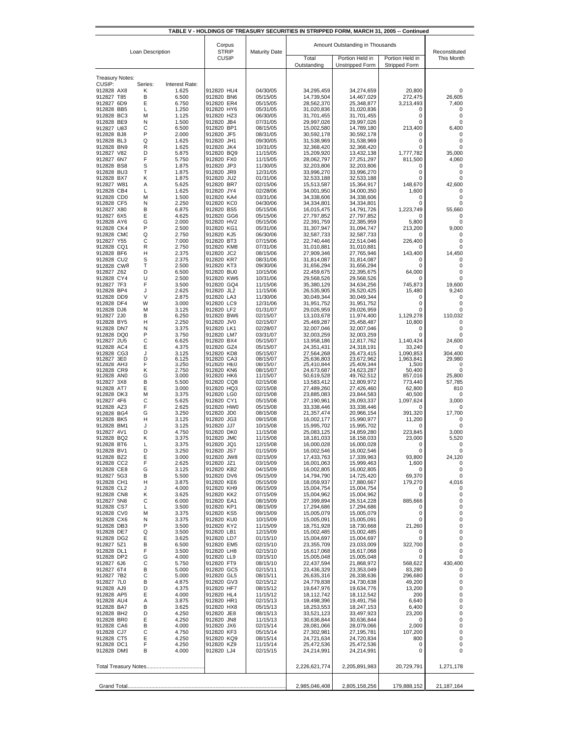## TABLE V - HOLDINGS OF TREASURY SECURITIES IN STRIPPED FORM, MARCH 31, 2005 -- Continued

| Loan Description | | | Corpus STRIP CUSIP | Maturity Date | Amount Outstanding in Thousands | | | Reconstituted This Month |
|---|---|---|---|---|---|---|---|---|
| | | | | | Total Outstanding | Portion Held in Unstripped Form | Portion Held in Stripped Form | |
| **Treasury Notes:** | | | | | | | | |
| CUSIP: | Series: | Interest Rate: | | | | | | |
| 912828 AX8 | K | 1.625 | 912820 HU4 | 04/30/05 | 34,295,459 | 34,274,659 | 20,800 | 0 |
| 912827 T85 | B | 6.500 | 912820 BN6 | 05/15/05 | 14,739,504 | 14,467,029 | 272,475 | 26,605 |
| 912827 6D9 | E | 6.750 | 912820 ER4 | 05/15/05 | 28,562,370 | 25,348,877 | 3,213,493 | 7,400 |
| 912828 BB5 | L | 1.250 | 912820 HY6 | 05/31/05 | 31,020,836 | 31,020,836 | 0 | 0 |
| 912828 BC3 | M | 1.125 | 912820 HZ3 | 06/30/05 | 31,701,455 | 31,701,455 | 0 | 0 |
| 912828 BE9 | N | 1.500 | 912820 JB4 | 07/31/05 | 29,997,026 | 29,997,026 | 0 | 0 |
| 912827 U83 | C | 6.500 | 912820 BP1 | 08/15/05 | 15,002,580 | 14,789,180 | 213,400 | 6,400 |
| 912828 BJ8 | P | 2.000 | 912820 JF5 | 08/31/05 | 30,592,178 | 30,592,178 | 0 | 0 |
| 912828 BL3 | Q | 1.625 | 912820 JH1 | 09/30/05 | 31,538,969 | 31,538,969 | 0 | 0 |
| 912828 BN9 | R | 1.625 | 912820 JK4 | 10/31/05 | 32,368,420 | 32,368,420 | 0 | 0 |
| 912827 V82 | D | 5.875 | 912820 BQ9 | 11/15/05 | 15,209,920 | 13,432,138 | 1,777,782 | 35,000 |
| 912827 6N7 | F | 5.750 | 912820 FX0 | 11/15/05 | 28,062,797 | 27,251,297 | 811,500 | 4,060 |
| 912828 BS8 | S | 1.875 | 912820 JP3 | 11/30/05 | 32,203,806 | 32,203,806 | 0 | 0 |
| 912828 BU3 | T | 1.875 | 912820 JR9 | 12/31/05 | 33,996,270 | 33,996,270 | 0 | 0 |
| 912828 BX7 | K | 1.875 | 912820 JU2 | 01/31/06 | 32,533,188 | 32,533,188 | 0 | 0 |
| 912827 W81 | A | 5.625 | 912820 BR7 | 02/15/06 | 15,513,587 | 15,364,917 | 148,670 | 42,600 |
| 912828 CB4 | L | 1.625 | 912820 JY4 | 02/28/06 | 34,001,950 | 34,000,350 | 1,600 | 0 |
| 912828 CD0 | M | 1.500 | 912820 KA4 | 03/31/06 | 34,338,606 | 34,338,606 | 0 | 0 |
| 912828 CF5 | N | 2.250 | 912820 KC0 | 04/30/06 | 34,334,801 | 34,334,801 | 0 | 0 |
| 912827 X80 | B | 6.875 | 912820 BS5 | 05/15/06 | 16,015,475 | 14,791,726 | 1,223,749 | 55,660 |
| 912827 6X5 | E | 4.625 | 912820 GG6 | 05/15/06 | 27,797,852 | 27,797,852 | 0 | 0 |
| 912828 AY6 | G | 2.000 | 912820 HV2 | 05/15/06 | 22,391,759 | 22,385,959 | 5,800 | 0 |
| 912828 CK4 | P | 2.500 | 912820 KG1 | 05/31/06 | 31,307,947 | 31,094,747 | 213,200 | 9,000 |
| 912828 CM0 | Q | 2.750 | 912820 KJ5 | 06/30/06 | 32,587,733 | 32,587,733 | 0 | 0 |
| 912827 Y55 | C | 7.000 | 912820 BT3 | 07/15/06 | 22,740,446 | 22,514,046 | 226,400 | 0 |
| 912828 CQ1 | R | 2.750 | 912820 KM8 | 07/31/06 | 31,010,881 | 31,010,881 | 0 | 0 |
| 912828 BF6 | H | 2.375 | 912820 JC2 | 08/15/06 | 27,909,346 | 27,765,946 | 143,400 | 14,450 |
| 912828 CU2 | S | 2.375 | 912820 KR7 | 08/31/06 | 31,814,087 | 31,814,087 | 0 | 0 |
| 912828 CW8 | T | 2.500 | 912820 KT3 | 09/30/06 | 31,656,294 | 31,656,294 | 0 | 0 |
| 912827 Z62 | D | 6.500 | 912820 BU0 | 10/15/06 | 22,459,675 | 22,395,675 | 64,000 | 0 |
| 912828 CY4 | U | 2.500 | 912820 KW6 | 10/31/06 | 29,568,526 | 29,568,526 | 0 | 0 |
| 912827 7F3 | F | 3.500 | 912820 GQ4 | 11/15/06 | 35,380,129 | 34,634,256 | 745,873 | 19,600 |
| 912828 BP4 | J | 2.625 | 912820 JL2 | 11/15/06 | 26,535,905 | 26,520,425 | 15,480 | 9,240 |
| 912828 DD9 | V | 2.875 | 912820 LA3 | 11/30/06 | 30,049,344 | 30,049,344 | 0 | 0 |
| 912828 DF4 | W | 3.000 | 912820 LC9 | 12/31/06 | 31,951,752 | 31,951,752 | 0 | 0 |
| 912828 DJ6 | M | 3.125 | 912820 LF2 | 01/31/07 | 29,026,959 | 29,026,959 | 0 | 0 |
| 912827 2J0 | B | 6.250 | 912820 BW6 | 02/15/07 | 13,103,678 | 11,974,400 | 1,129,278 | 110,032 |
| 912828 BY5 | H | 2.250 | 912820 JV0 | 02/15/07 | 25,469,287 | 25,458,487 | 10,800 | 0 |
| 912828 DN7 | N | 3.375 | 912820 LK1 | 02/28/07 | 32,007,046 | 32,007,046 | 0 | 0 |
| 912828 DQ0 | P | 3.750 | 912820 LM7 | 03/31/07 | 32,003,259 | 32,003,259 | 0 | 0 |
| 912827 2U5 | C | 6.625 | 912820 BX4 | 05/15/07 | 13,958,186 | 12,817,762 | 1,140,424 | 24,600 |
| 912828 AC4 | E | 4.375 | 912820 GZ4 | 05/15/07 | 24,351,431 | 24,318,191 | 33,240 | 0 |
| 912828 CG3 | J | 3.125 | 912820 KD8 | 05/15/07 | 27,564,268 | 26,473,415 | 1,090,853 | 304,400 |
| 912827 3E0 | D | 6.125 | 912820 CA3 | 08/15/07 | 25,636,803 | 23,672,962 | 1,963,841 | 29,980 |
| 912828 AH3 | F | 3.250 | 912820 HE0 | 08/15/07 | 25,410,844 | 25,409,344 | 1,500 | 0 |
| 912828 CR9 | K | 2.750 | 912820 KN6 | 08/15/07 | 24,673,687 | 24,623,287 | 50,400 | 0 |
| 912828 AN0 | G | 3.000 | 912820 HK6 | 11/15/07 | 50,619,528 | 49,762,512 | 857,016 | 25,800 |
| 912827 3X8 | B | 5.500 | 912820 CQ8 | 02/15/08 | 13,583,412 | 12,809,972 | 773,440 | 57,785 |
| 912828 AT7 | E | 3.000 | 912820 HQ3 | 02/15/08 | 27,489,260 | 27,426,460 | 62,800 | 810 |
| 912828 DK3 | M | 3.375 | 912820 LG0 | 02/15/08 | 23,885,083 | 23,844,583 | 40,500 | 0 |
| 912827 4F6 | C | 5.625 | 912820 CY1 | 05/15/08 | 27,190,961 | 26,093,337 | 1,097,624 | 3,000 |
| 912828 AZ3 | F | 2.625 | 912820 HW0 | 05/15/08 | 33,338,446 | 33,338,446 | 0 | 0 |
| 912828 BG4 | G | 3.250 | 912820 JD0 | 08/15/08 | 21,357,474 | 20,966,154 | 391,320 | 17,700 |
| 912828 BK5 | H | 3.125 | 912820 JG3 | 09/15/08 | 16,002,177 | 15,990,977 | 11,200 | 0 |
| 912828 BM1 | J | 3.125 | 912820 JJ7 | 10/15/08 | 15,995,702 | 15,995,702 | 0 | 0 |
| 912827 4V1 | D | 4.750 | 912820 DK0 | 11/15/08 | 25,083,125 | 24,859,280 | 223,845 | 3,000 |
| 912828 BQ2 | K | 3.375 | 912820 JM0 | 11/15/08 | 18,181,033 | 18,158,033 | 23,000 | 5,520 |
| 912828 BT6 | L | 3.375 | 912820 JQ1 | 12/15/08 | 16,000,028 | 16,000,028 | 0 | 0 |
| 912828 BV1 | D | 3.250 | 912820 JS7 | 01/15/09 | 16,002,546 | 16,002,546 | 0 | 0 |
| 912828 BZ2 | E | 3.000 | 912820 JW8 | 02/15/09 | 17,433,763 | 17,339,963 | 93,800 | 24,120 |
| 912828 CC2 | F | 2.625 | 912820 JZ1 | 03/15/09 | 16,001,063 | 15,999,463 | 1,600 | 0 |
| 912828 CE8 | G | 3.125 | 912820 KB2 | 04/15/09 | 16,002,805 | 16,002,805 | 0 | 0 |
| 912827 5G3 | B | 5.500 | 912820 DV6 | 05/15/09 | 14,794,790 | 14,725,420 | 69,370 | 0 |
| 912828 CH1 | H | 3.875 | 912820 KE6 | 05/15/09 | 18,059,937 | 17,880,667 | 179,270 | 4,016 |
| 912828 CL2 | J | 4.000 | 912820 KH9 | 06/15/09 | 15,004,754 | 15,004,754 | 0 | 0 |
| 912828 CN8 | K | 3.625 | 912820 KK2 | 07/15/09 | 15,004,962 | 15,004,962 | 0 | 0 |
| 912827 5N8 | C | 6.000 | 912820 EA1 | 08/15/09 | 27,399,894 | 26,514,228 | 885,666 | 0 |
| 912828 CS7 | L | 3.500 | 912820 KP1 | 08/15/09 | 17,294,686 | 17,294,686 | 0 | 0 |
| 912828 CV0 | M | 3.375 | 912820 KS5 | 09/15/09 | 15,005,079 | 15,005,079 | 0 | 0 |
| 912828 CX6 | N | 3.375 | 912820 KU0 | 10/15/09 | 15,005,091 | 15,005,091 | 0 | 0 |
| 912828 DB3 | P | 3.500 | 912820 KY2 | 11/15/09 | 18,751,928 | 18,730,668 | 21,260 | 0 |
| 912828 DE7 | Q | 3.500 | 912820 LB1 | 12/15/09 | 15,002,485 | 15,002,485 | 0 | 0 |
| 912828 DG2 | E | 3.625 | 912820 LD7 | 01/15/10 | 15,004,697 | 15,004,697 | 0 | 0 |
| 912827 5Z1 | B | 6.500 | 912820 EM5 | 02/15/10 | 23,355,709 | 23,033,009 | 322,700 | 0 |
| 912828 DL1 | F | 3.500 | 912820 LH8 | 02/15/10 | 16,617,068 | 16,617,068 | 0 | 0 |
| 912828 DP2 | G | 4.000 | 912820 LL9 | 03/15/10 | 15,005,048 | 15,005,048 | 0 | 0 |
| 912827 6J6 | C | 5.750 | 912820 FT9 | 08/15/10 | 22,437,594 | 21,868,972 | 568,622 | 430,400 |
| 912827 6T4 | B | 5.000 | 912820 GC5 | 02/15/11 | 23,436,329 | 23,353,049 | 83,280 | 0 |
| 912827 7B2 | C | 5.000 | 912820 GL5 | 08/15/11 | 26,635,316 | 26,338,636 | 296,680 | 0 |
| 912827 7L0 | B | 4.875 | 912820 GV3 | 02/15/12 | 24,779,838 | 24,730,638 | 49,200 | 0 |
| 912828 AJ9 | D | 4.375 | 912820 HF7 | 08/15/12 | 19,647,976 | 19,634,776 | 13,200 | 0 |
| 912828 AP5 | E | 4.000 | 912820 HL4 | 11/15/12 | 18,112,742 | 18,112,542 | 200 | 0 |
| 912828 AU4 | A | 3.875 | 912820 HR1 | 02/15/13 | 19,498,396 | 19,491,756 | 6,640 | 0 |
| 912828 BA7 | B | 3.625 | 912820 HX8 | 05/15/13 | 18,253,553 | 18,247,153 | 6,400 | 0 |
| 912828 BH2 | D | 4.250 | 912820 JE8 | 08/15/13 | 33,521,123 | 33,497,923 | 23,200 | 0 |
| 912828 BR0 | E | 4.250 | 912820 JN8 | 11/15/13 | 30,636,844 | 30,636,844 | 0 | 0 |
| 912828 CA6 | B | 4.000 | 912820 JX6 | 02/15/14 | 28,081,066 | 28,079,066 | 2,000 | 0 |
| 912828 CJ7 | C | 4.750 | 912820 KF3 | 05/15/14 | 27,302,981 | 27,195,781 | 107,200 | 0 |
| 912828 CT5 | E | 4.250 | 912820 KQ9 | 08/15/14 | 24,721,634 | 24,720,834 | 800 | 0 |
| 912828 DC1 | F | 4.250 | 912820 KZ9 | 11/15/14 | 25,472,536 | 25,472,536 | 0 | 0 |
| 912828 DM9 | B | 4.000 | 912820 LJ4 | 02/15/15 | 24,214,991 | 24,214,991 | 0 | 0 |
| Total Treasury Notes | | | | | 2,226,621,774 | 2,205,891,983 | 20,729,791 | 1,271,178 |
| Grand Total | | | | | 2,985,046,408 | 2,805,158,256 | 179,888,152 | 21,187,164 |